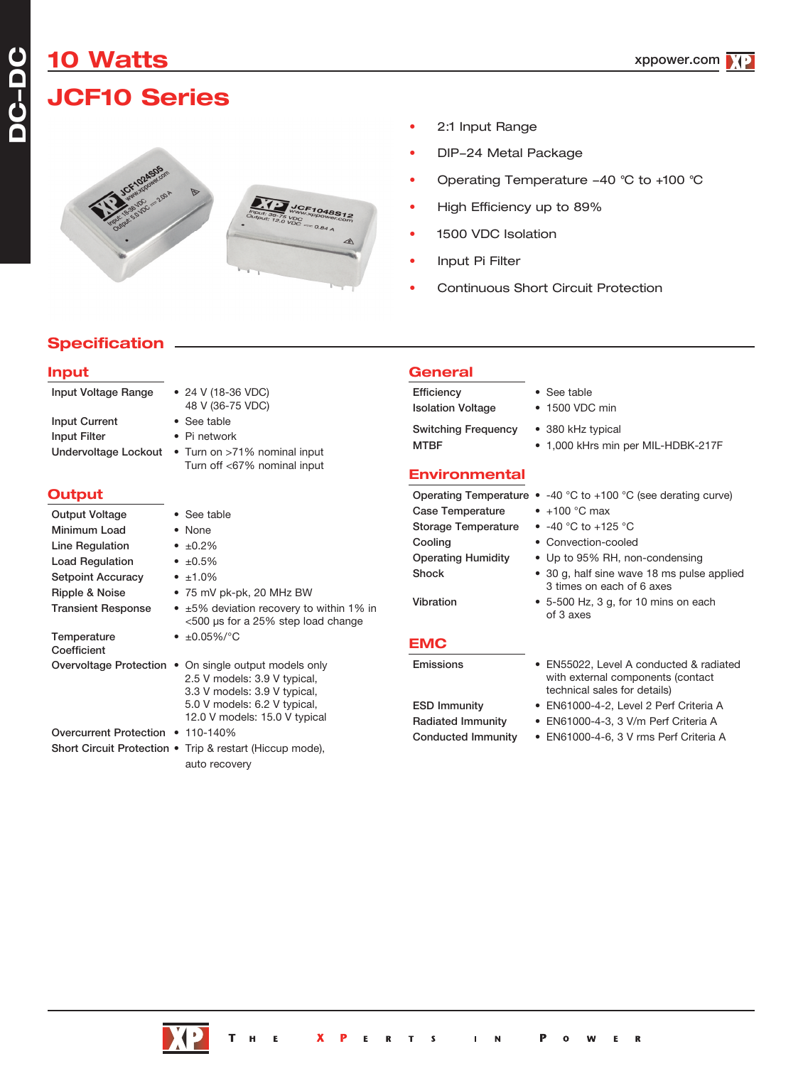# 10 Watts

## JCF10 Series

- 2:1 Input Range
- DIP–24 Metal Package
- Operating Temperature –40 °C to +100 °C
- High Efficiency up to 89%
- 1500 VDC Isolation
- Input Pi Filter
- Continuous Short Circuit Protection

## Specification

### Input

| | |
|---|---|
| Input Voltage Range | • 24 V (18-36 VDC)<br>48 V (36-75 VDC) |
| Input Current | • See table |
| Input Filter | • Pi network |
| Undervoltage Lockout | • Turn on >71% nominal input<br>Turn off <67% nominal input |

### Output

| | |
|---|---|
| Output Voltage | • See table |
| Minimum Load | • None |
| Line Regulation | • ±0.2% |
| Load Regulation | • ±0.5% |
| Setpoint Accuracy | • ±1.0% |
| Ripple & Noise | • 75 mV pk-pk, 20 MHz BW |
| Transient Response | • ±5% deviation recovery to within 1% in <500 µs for a 25% step load change |
| Temperature Coefficient | • ±0.05%/°C |
| Overvoltage Protection | • On single output models only<br>2.5 V models: 3.9 V typical,<br>3.3 V models: 3.9 V typical,<br>5.0 V models: 6.2 V typical,<br>12.0 V models: 15.0 V typical |
| Overcurrent Protection | • 110-140% |
| Short Circuit Protection | • Trip & restart (Hiccup mode), auto recovery |

### General

| | |
|---|---|
| Efficiency | • See table |
| Isolation Voltage | • 1500 VDC min |
| Switching Frequency | • 380 kHz typical |
| MTBF | • 1,000 kHrs min per MIL-HDBK-217F |

### Environmental

| | |
|---|---|
| Operating Temperature | • -40 °C to +100 °C (see derating curve) |
| Case Temperature | • +100 °C max |
| Storage Temperature | • -40 °C to +125 °C |
| Cooling | • Convection-cooled |
| Operating Humidity | • Up to 95% RH, non-condensing |
| Shock | • 30 g, half sine wave 18 ms pulse applied 3 times on each of 6 axes |
| Vibration | • 5-500 Hz, 3 g, for 10 mins on each of 3 axes |

### EMC

| | |
|---|---|
| Emissions | • EN55022, Level A conducted & radiated with external components (contact technical sales for details) |
| ESD Immunity | • EN61000-4-2, Level 2 Perf Criteria A |
| Radiated Immunity | • EN61000-4-3, 3 V/m Perf Criteria A |
| Conducted Immunity | • EN61000-4-6, 3 V rms Perf Criteria A |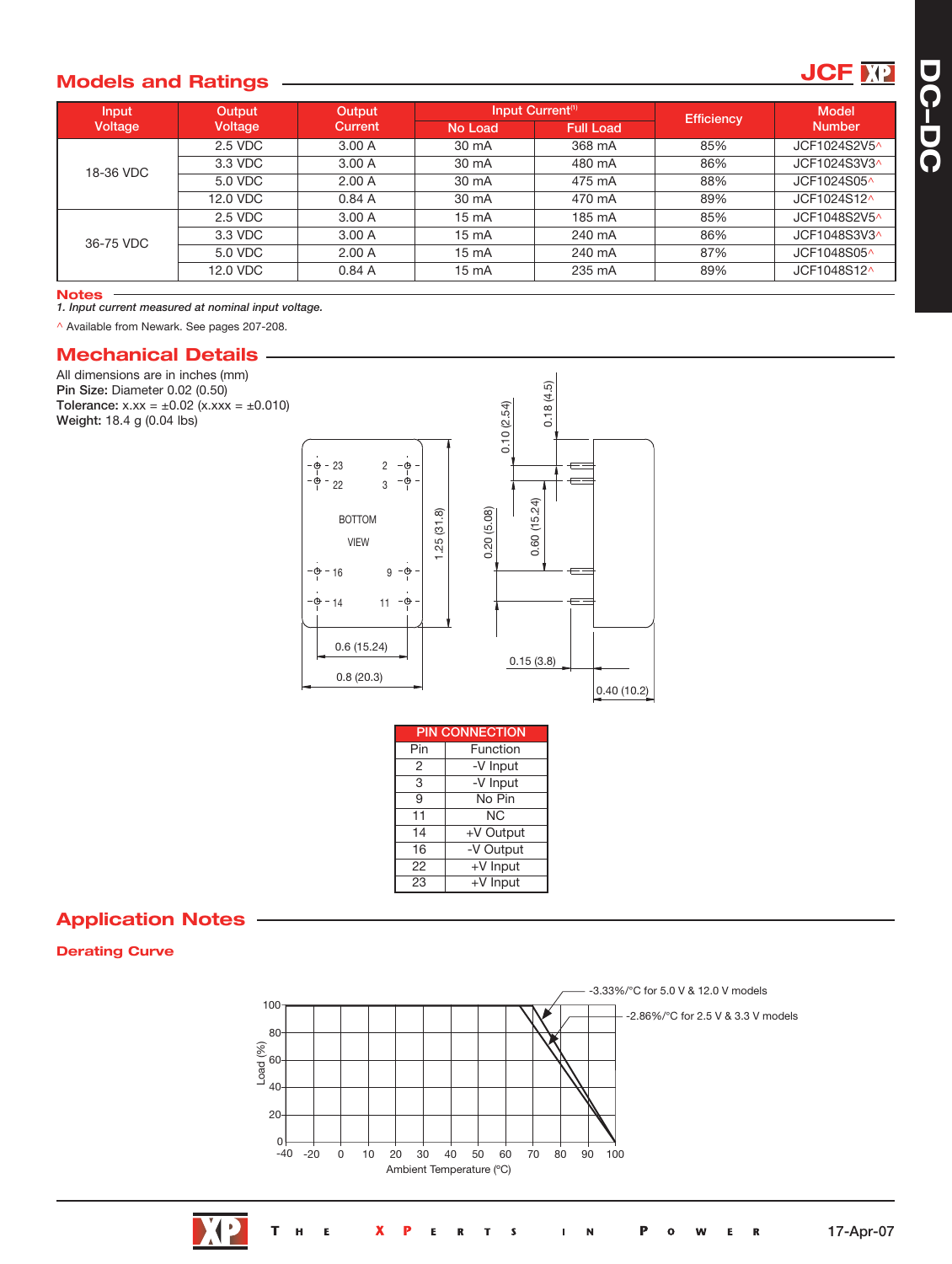## Models and Ratings

JCF

| Input Voltage | Output Voltage | Output Current | Input Current(1) | | Efficiency | Model Number |
|---|---|---|---|---|---|---|
| | | | No Load | Full Load | | |
| 18-36 VDC | 2.5 VDC | 3.00 A | 30 mA | 368 mA | 85% | JCF1024S2V5^ |
| | 3.3 VDC | 3.00 A | 30 mA | 480 mA | 86% | JCF1024S3V3^ |
| | 5.0 VDC | 2.00 A | 30 mA | 475 mA | 88% | JCF1024S05^ |
| | 12.0 VDC | 0.84 A | 30 mA | 470 mA | 89% | JCF1024S12^ |
| 36-75 VDC | 2.5 VDC | 3.00 A | 15 mA | 185 mA | 85% | JCF1048S2V5^ |
| | 3.3 VDC | 3.00 A | 15 mA | 240 mA | 86% | JCF1048S3V3^ |
| | 5.0 VDC | 2.00 A | 15 mA | 240 mA | 87% | JCF1048S05^ |
| | 12.0 VDC | 0.84 A | 15 mA | 235 mA | 89% | JCF1048S12^ |

**Notes**

*1. Input current measured at nominal input voltage.*

^ Available from Newark. See pages 207-208.

## Mechanical Details

All dimensions are in inches (mm)
**Pin Size:** Diameter 0.02 (0.50)
**Tolerance:** x.xx = ±0.02 (x.xxx = ±0.010)
**Weight:** 18.4 g (0.04 lbs)

23 2
22 3
BOTTOM VIEW
16 9
14 11
1.25 (31.8)
0.6 (15.24)
0.8 (20.3)
0.10 (2.54)
0.18 (4.5)
0.20 (5.08)
0.60 (15.24)
0.15 (3.8)
0.40 (10.2)

| PIN CONNECTION | |
|---|---|
| Pin | Function |
| 2 | -V Input |
| 3 | -V Input |
| 9 | No Pin |
| 11 | NC |
| 14 | +V Output |
| 16 | -V Output |
| 22 | +V Input |
| 23 | +V Input |

## Application Notes

### Derating Curve

-3.33%/°C for 5.0 V & 12.0 V models
-2.86%/°C for 2.5 V & 3.3 V models
Load (%)
100
80
60
40
20
0
-40 -20 0 10 20 30 40 50 60 70 80 90 100
Ambient Temperature (ºC)